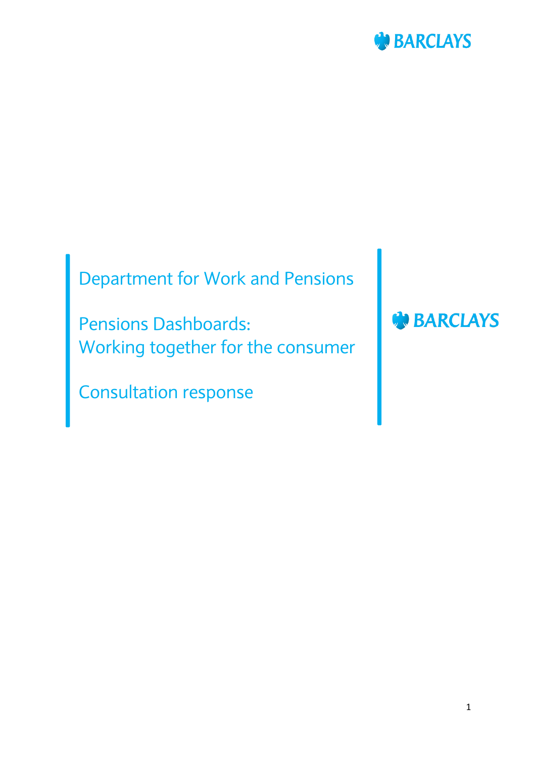BARCLAYS

Department for Work and Pensions

Pensions Dashboards:
Working together for the consumer

Consultation response

BARCLAYS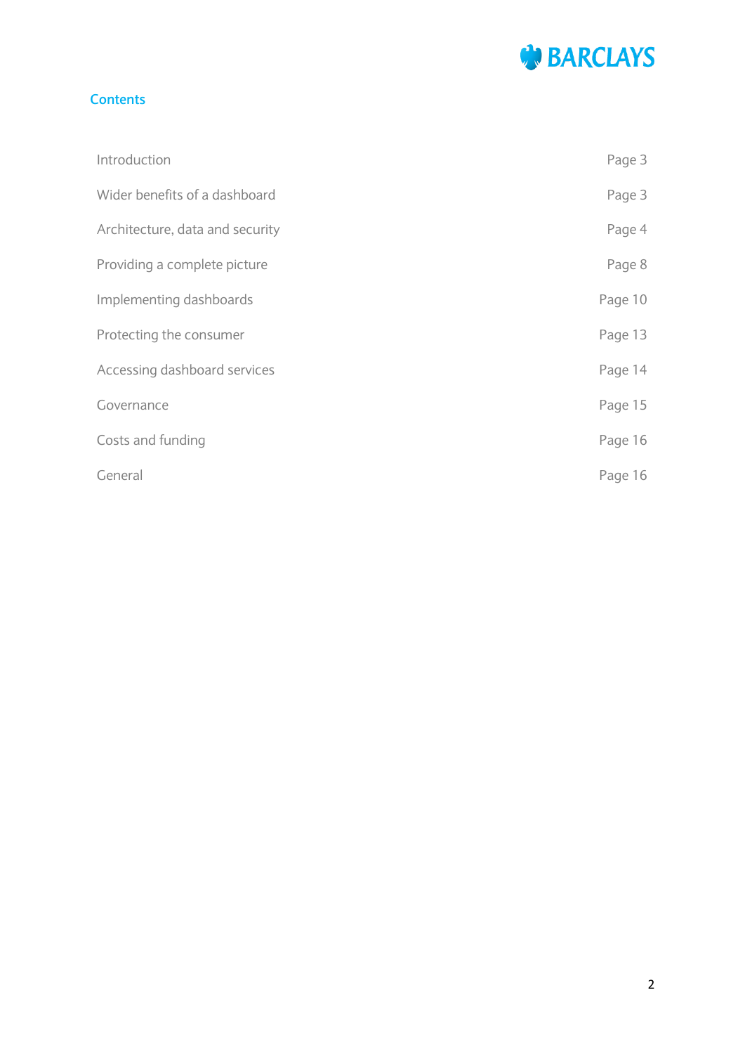## Contents

| | |
|---|---|
| Introduction | Page 3 |
| Wider benefits of a dashboard | Page 3 |
| Architecture, data and security | Page 4 |
| Providing a complete picture | Page 8 |
| Implementing dashboards | Page 10 |
| Protecting the consumer | Page 13 |
| Accessing dashboard services | Page 14 |
| Governance | Page 15 |
| Costs and funding | Page 16 |
| General | Page 16 |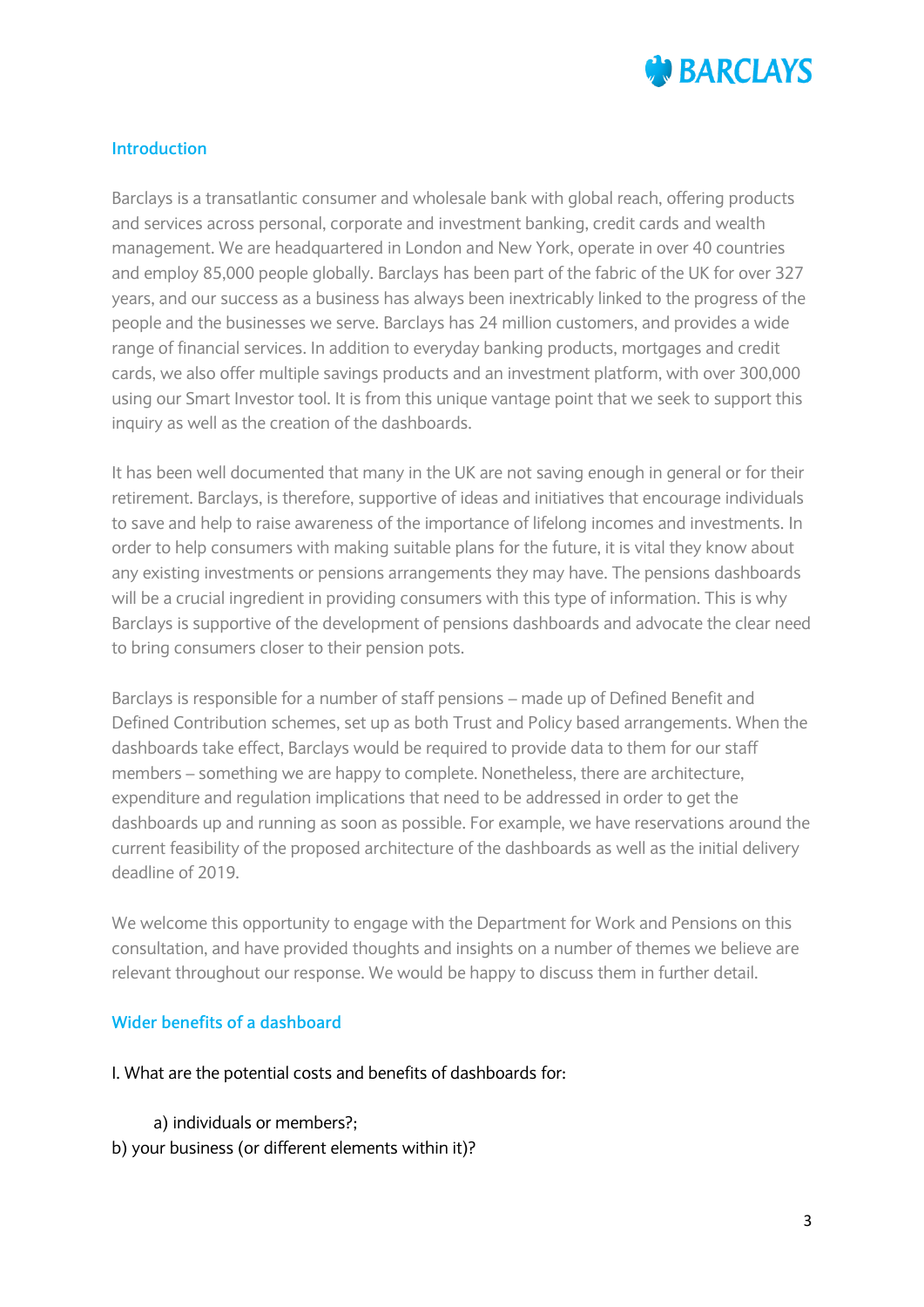## Introduction

Barclays is a transatlantic consumer and wholesale bank with global reach, offering products and services across personal, corporate and investment banking, credit cards and wealth management. We are headquartered in London and New York, operate in over 40 countries and employ 85,000 people globally. Barclays has been part of the fabric of the UK for over 327 years, and our success as a business has always been inextricably linked to the progress of the people and the businesses we serve. Barclays has 24 million customers, and provides a wide range of financial services. In addition to everyday banking products, mortgages and credit cards, we also offer multiple savings products and an investment platform, with over 300,000 using our Smart Investor tool. It is from this unique vantage point that we seek to support this inquiry as well as the creation of the dashboards.

It has been well documented that many in the UK are not saving enough in general or for their retirement. Barclays, is therefore, supportive of ideas and initiatives that encourage individuals to save and help to raise awareness of the importance of lifelong incomes and investments. In order to help consumers with making suitable plans for the future, it is vital they know about any existing investments or pensions arrangements they may have. The pensions dashboards will be a crucial ingredient in providing consumers with this type of information. This is why Barclays is supportive of the development of pensions dashboards and advocate the clear need to bring consumers closer to their pension pots.

Barclays is responsible for a number of staff pensions – made up of Defined Benefit and Defined Contribution schemes, set up as both Trust and Policy based arrangements. When the dashboards take effect, Barclays would be required to provide data to them for our staff members – something we are happy to complete. Nonetheless, there are architecture, expenditure and regulation implications that need to be addressed in order to get the dashboards up and running as soon as possible. For example, we have reservations around the current feasibility of the proposed architecture of the dashboards as well as the initial delivery deadline of 2019.

We welcome this opportunity to engage with the Department for Work and Pensions on this consultation, and have provided thoughts and insights on a number of themes we believe are relevant throughout our response. We would be happy to discuss them in further detail.

## Wider benefits of a dashboard

I. What are the potential costs and benefits of dashboards for:

a) individuals or members?;
b) your business (or different elements within it)?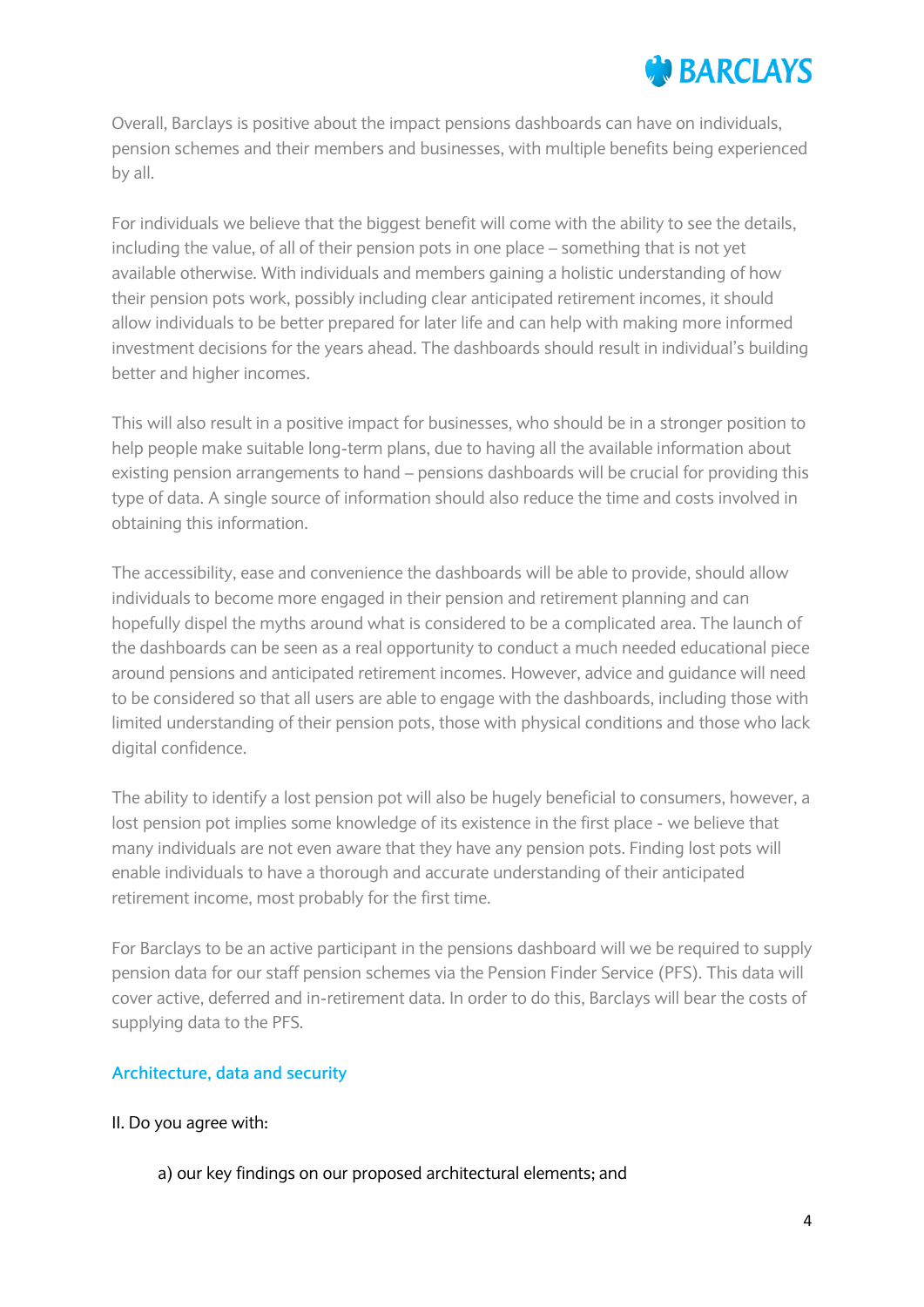Overall, Barclays is positive about the impact pensions dashboards can have on individuals, pension schemes and their members and businesses, with multiple benefits being experienced by all.

For individuals we believe that the biggest benefit will come with the ability to see the details, including the value, of all of their pension pots in one place – something that is not yet available otherwise. With individuals and members gaining a holistic understanding of how their pension pots work, possibly including clear anticipated retirement incomes, it should allow individuals to be better prepared for later life and can help with making more informed investment decisions for the years ahead. The dashboards should result in individual's building better and higher incomes.

This will also result in a positive impact for businesses, who should be in a stronger position to help people make suitable long-term plans, due to having all the available information about existing pension arrangements to hand – pensions dashboards will be crucial for providing this type of data. A single source of information should also reduce the time and costs involved in obtaining this information.

The accessibility, ease and convenience the dashboards will be able to provide, should allow individuals to become more engaged in their pension and retirement planning and can hopefully dispel the myths around what is considered to be a complicated area. The launch of the dashboards can be seen as a real opportunity to conduct a much needed educational piece around pensions and anticipated retirement incomes. However, advice and guidance will need to be considered so that all users are able to engage with the dashboards, including those with limited understanding of their pension pots, those with physical conditions and those who lack digital confidence.

The ability to identify a lost pension pot will also be hugely beneficial to consumers, however, a lost pension pot implies some knowledge of its existence in the first place - we believe that many individuals are not even aware that they have any pension pots. Finding lost pots will enable individuals to have a thorough and accurate understanding of their anticipated retirement income, most probably for the first time.

For Barclays to be an active participant in the pensions dashboard will we be required to supply pension data for our staff pension schemes via the Pension Finder Service (PFS). This data will cover active, deferred and in-retirement data. In order to do this, Barclays will bear the costs of supplying data to the PFS.

## Architecture, data and security

II. Do you agree with:

a) our key findings on our proposed architectural elements; and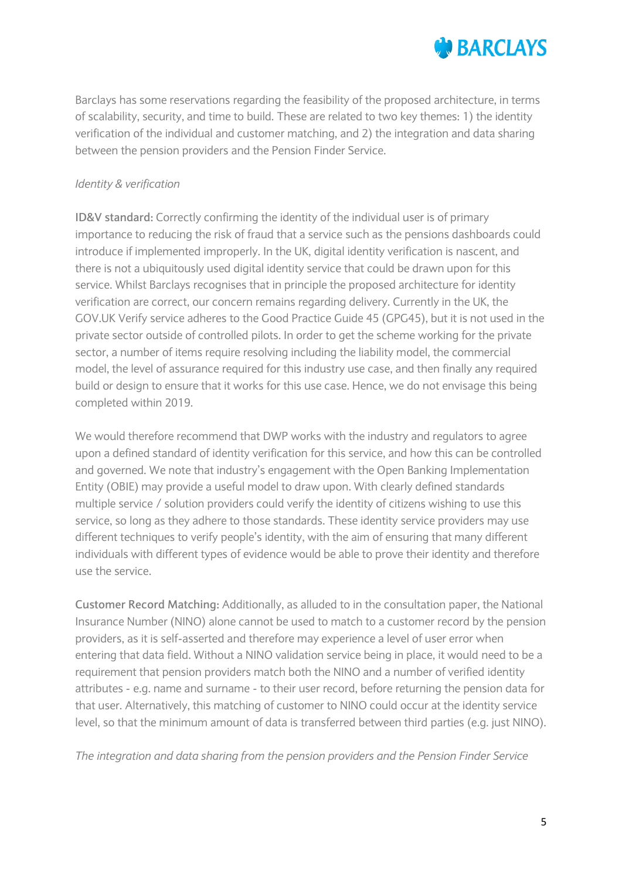Barclays has some reservations regarding the feasibility of the proposed architecture, in terms of scalability, security, and time to build. These are related to two key themes: 1) the identity verification of the individual and customer matching, and 2) the integration and data sharing between the pension providers and the Pension Finder Service.

*Identity & verification*

**ID&V standard:** Correctly confirming the identity of the individual user is of primary importance to reducing the risk of fraud that a service such as the pensions dashboards could introduce if implemented improperly. In the UK, digital identity verification is nascent, and there is not a ubiquitously used digital identity service that could be drawn upon for this service. Whilst Barclays recognises that in principle the proposed architecture for identity verification are correct, our concern remains regarding delivery. Currently in the UK, the GOV.UK Verify service adheres to the Good Practice Guide 45 (GPG45), but it is not used in the private sector outside of controlled pilots. In order to get the scheme working for the private sector, a number of items require resolving including the liability model, the commercial model, the level of assurance required for this industry use case, and then finally any required build or design to ensure that it works for this use case. Hence, we do not envisage this being completed within 2019.

We would therefore recommend that DWP works with the industry and regulators to agree upon a defined standard of identity verification for this service, and how this can be controlled and governed. We note that industry's engagement with the Open Banking Implementation Entity (OBIE) may provide a useful model to draw upon. With clearly defined standards multiple service / solution providers could verify the identity of citizens wishing to use this service, so long as they adhere to those standards. These identity service providers may use different techniques to verify people's identity, with the aim of ensuring that many different individuals with different types of evidence would be able to prove their identity and therefore use the service.

**Customer Record Matching:** Additionally, as alluded to in the consultation paper, the National Insurance Number (NINO) alone cannot be used to match to a customer record by the pension providers, as it is self-asserted and therefore may experience a level of user error when entering that data field. Without a NINO validation service being in place, it would need to be a requirement that pension providers match both the NINO and a number of verified identity attributes - e.g. name and surname - to their user record, before returning the pension data for that user. Alternatively, this matching of customer to NINO could occur at the identity service level, so that the minimum amount of data is transferred between third parties (e.g. just NINO).

*The integration and data sharing from the pension providers and the Pension Finder Service*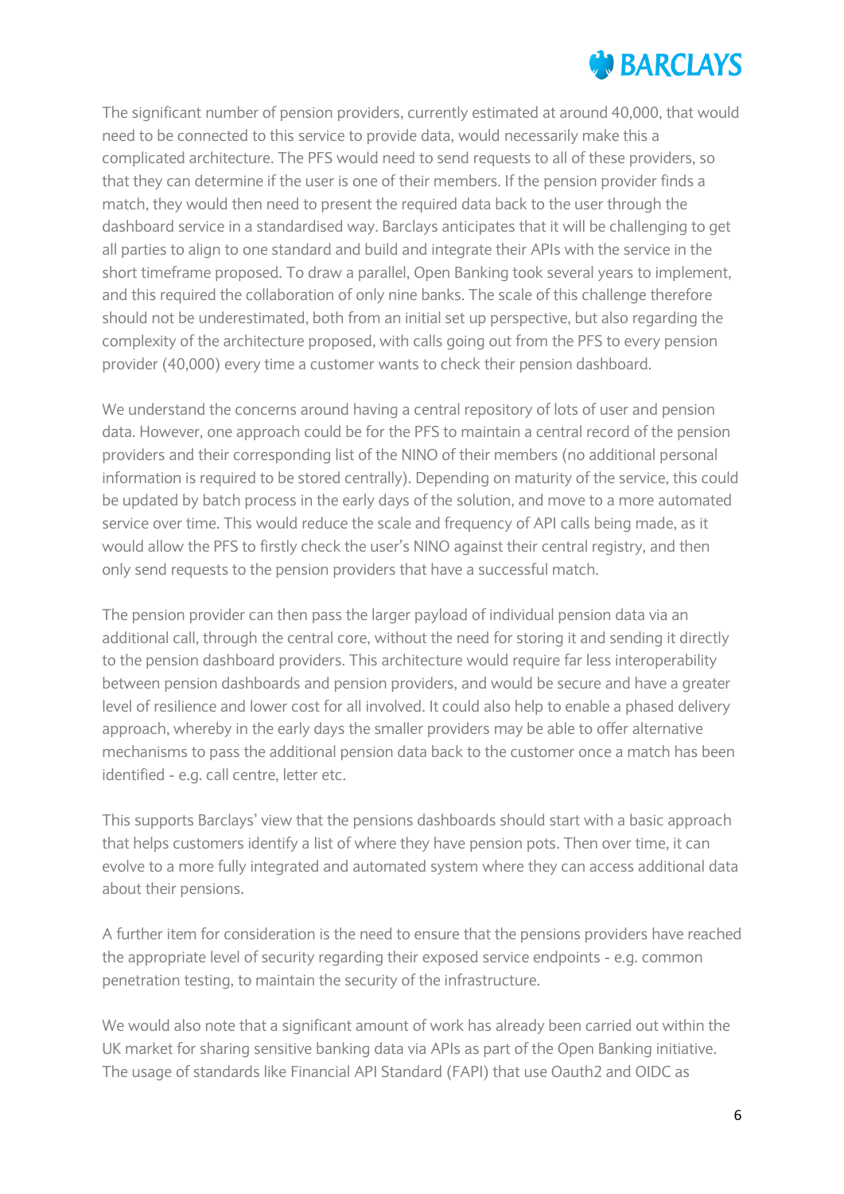The significant number of pension providers, currently estimated at around 40,000, that would need to be connected to this service to provide data, would necessarily make this a complicated architecture. The PFS would need to send requests to all of these providers, so that they can determine if the user is one of their members. If the pension provider finds a match, they would then need to present the required data back to the user through the dashboard service in a standardised way. Barclays anticipates that it will be challenging to get all parties to align to one standard and build and integrate their APIs with the service in the short timeframe proposed. To draw a parallel, Open Banking took several years to implement, and this required the collaboration of only nine banks. The scale of this challenge therefore should not be underestimated, both from an initial set up perspective, but also regarding the complexity of the architecture proposed, with calls going out from the PFS to every pension provider (40,000) every time a customer wants to check their pension dashboard.

We understand the concerns around having a central repository of lots of user and pension data. However, one approach could be for the PFS to maintain a central record of the pension providers and their corresponding list of the NINO of their members (no additional personal information is required to be stored centrally). Depending on maturity of the service, this could be updated by batch process in the early days of the solution, and move to a more automated service over time. This would reduce the scale and frequency of API calls being made, as it would allow the PFS to firstly check the user's NINO against their central registry, and then only send requests to the pension providers that have a successful match.

The pension provider can then pass the larger payload of individual pension data via an additional call, through the central core, without the need for storing it and sending it directly to the pension dashboard providers. This architecture would require far less interoperability between pension dashboards and pension providers, and would be secure and have a greater level of resilience and lower cost for all involved. It could also help to enable a phased delivery approach, whereby in the early days the smaller providers may be able to offer alternative mechanisms to pass the additional pension data back to the customer once a match has been identified - e.g. call centre, letter etc.

This supports Barclays' view that the pensions dashboards should start with a basic approach that helps customers identify a list of where they have pension pots. Then over time, it can evolve to a more fully integrated and automated system where they can access additional data about their pensions.

A further item for consideration is the need to ensure that the pensions providers have reached the appropriate level of security regarding their exposed service endpoints - e.g. common penetration testing, to maintain the security of the infrastructure.

We would also note that a significant amount of work has already been carried out within the UK market for sharing sensitive banking data via APIs as part of the Open Banking initiative. The usage of standards like Financial API Standard (FAPI) that use Oauth2 and OIDC as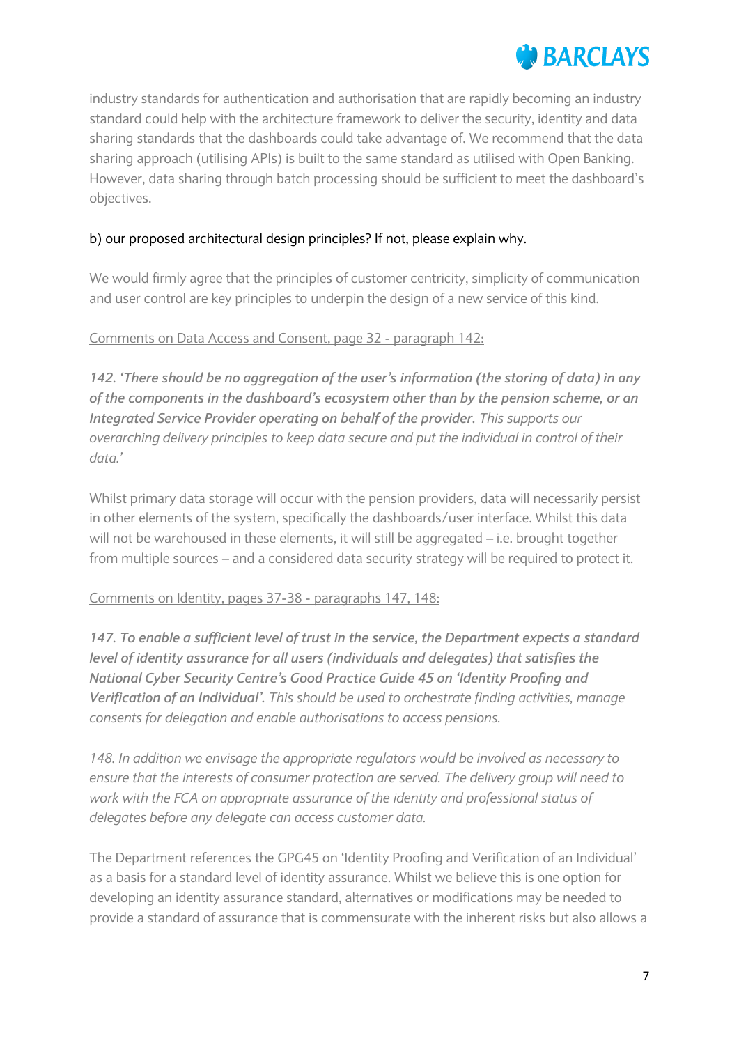industry standards for authentication and authorisation that are rapidly becoming an industry standard could help with the architecture framework to deliver the security, identity and data sharing standards that the dashboards could take advantage of. We recommend that the data sharing approach (utilising APIs) is built to the same standard as utilised with Open Banking. However, data sharing through batch processing should be sufficient to meet the dashboard's objectives.

b) our proposed architectural design principles? If not, please explain why.

We would firmly agree that the principles of customer centricity, simplicity of communication and user control are key principles to underpin the design of a new service of this kind.

<u>Comments on Data Access and Consent, page 32 - paragraph 142:</u>

*142. **'There should be no aggregation of the user's information (the storing of data) in any of the components in the dashboard's ecosystem other than by the pension scheme, or an Integrated Service Provider operating on behalf of the provider**. This supports our overarching delivery principles to keep data secure and put the individual in control of their data.'*

Whilst primary data storage will occur with the pension providers, data will necessarily persist in other elements of the system, specifically the dashboards/user interface. Whilst this data will not be warehoused in these elements, it will still be aggregated – i.e. brought together from multiple sources – and a considered data security strategy will be required to protect it.

<u>Comments on Identity, pages 37-38 - paragraphs 147, 148:</u>

*147. **To enable a sufficient level of trust in the service, the Department expects a standard level of identity assurance for all users (individuals and delegates) that satisfies the National Cyber Security Centre's Good Practice Guide 45 on 'Identity Proofing and Verification of an Individual'**. This should be used to orchestrate finding activities, manage consents for delegation and enable authorisations to access pensions.*

*148. In addition we envisage the appropriate regulators would be involved as necessary to ensure that the interests of consumer protection are served. The delivery group will need to work with the FCA on appropriate assurance of the identity and professional status of delegates before any delegate can access customer data.*

The Department references the GPG45 on 'Identity Proofing and Verification of an Individual' as a basis for a standard level of identity assurance. Whilst we believe this is one option for developing an identity assurance standard, alternatives or modifications may be needed to provide a standard of assurance that is commensurate with the inherent risks but also allows a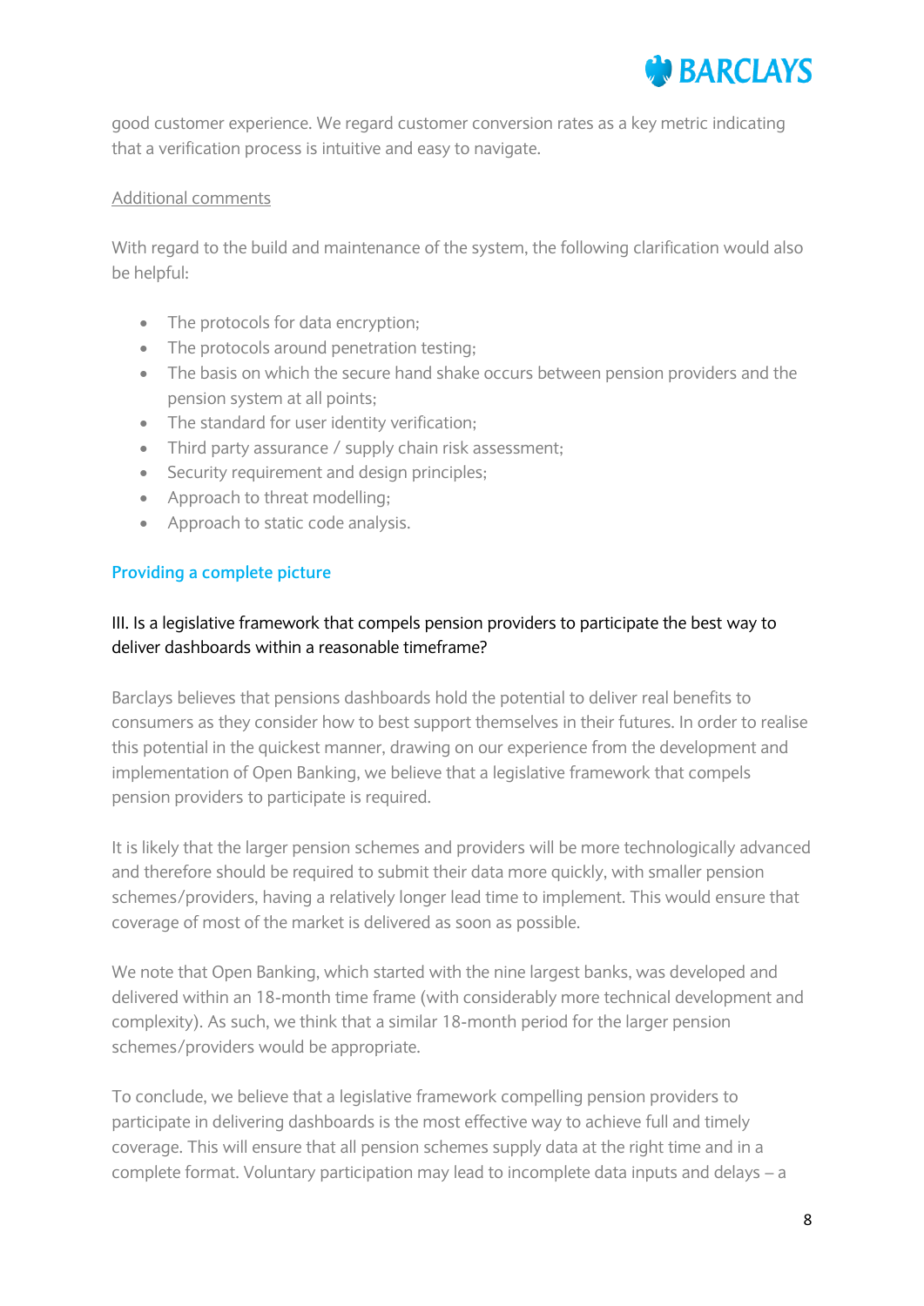good customer experience. We regard customer conversion rates as a key metric indicating that a verification process is intuitive and easy to navigate.

Additional comments

With regard to the build and maintenance of the system, the following clarification would also be helpful:

- The protocols for data encryption;
- The protocols around penetration testing;
- The basis on which the secure hand shake occurs between pension providers and the pension system at all points;
- The standard for user identity verification;
- Third party assurance / supply chain risk assessment;
- Security requirement and design principles;
- Approach to threat modelling;
- Approach to static code analysis.

## Providing a complete picture

### III. Is a legislative framework that compels pension providers to participate the best way to deliver dashboards within a reasonable timeframe?

Barclays believes that pensions dashboards hold the potential to deliver real benefits to consumers as they consider how to best support themselves in their futures. In order to realise this potential in the quickest manner, drawing on our experience from the development and implementation of Open Banking, we believe that a legislative framework that compels pension providers to participate is required.

It is likely that the larger pension schemes and providers will be more technologically advanced and therefore should be required to submit their data more quickly, with smaller pension schemes/providers, having a relatively longer lead time to implement. This would ensure that coverage of most of the market is delivered as soon as possible.

We note that Open Banking, which started with the nine largest banks, was developed and delivered within an 18-month time frame (with considerably more technical development and complexity). As such, we think that a similar 18-month period for the larger pension schemes/providers would be appropriate.

To conclude, we believe that a legislative framework compelling pension providers to participate in delivering dashboards is the most effective way to achieve full and timely coverage. This will ensure that all pension schemes supply data at the right time and in a complete format. Voluntary participation may lead to incomplete data inputs and delays – a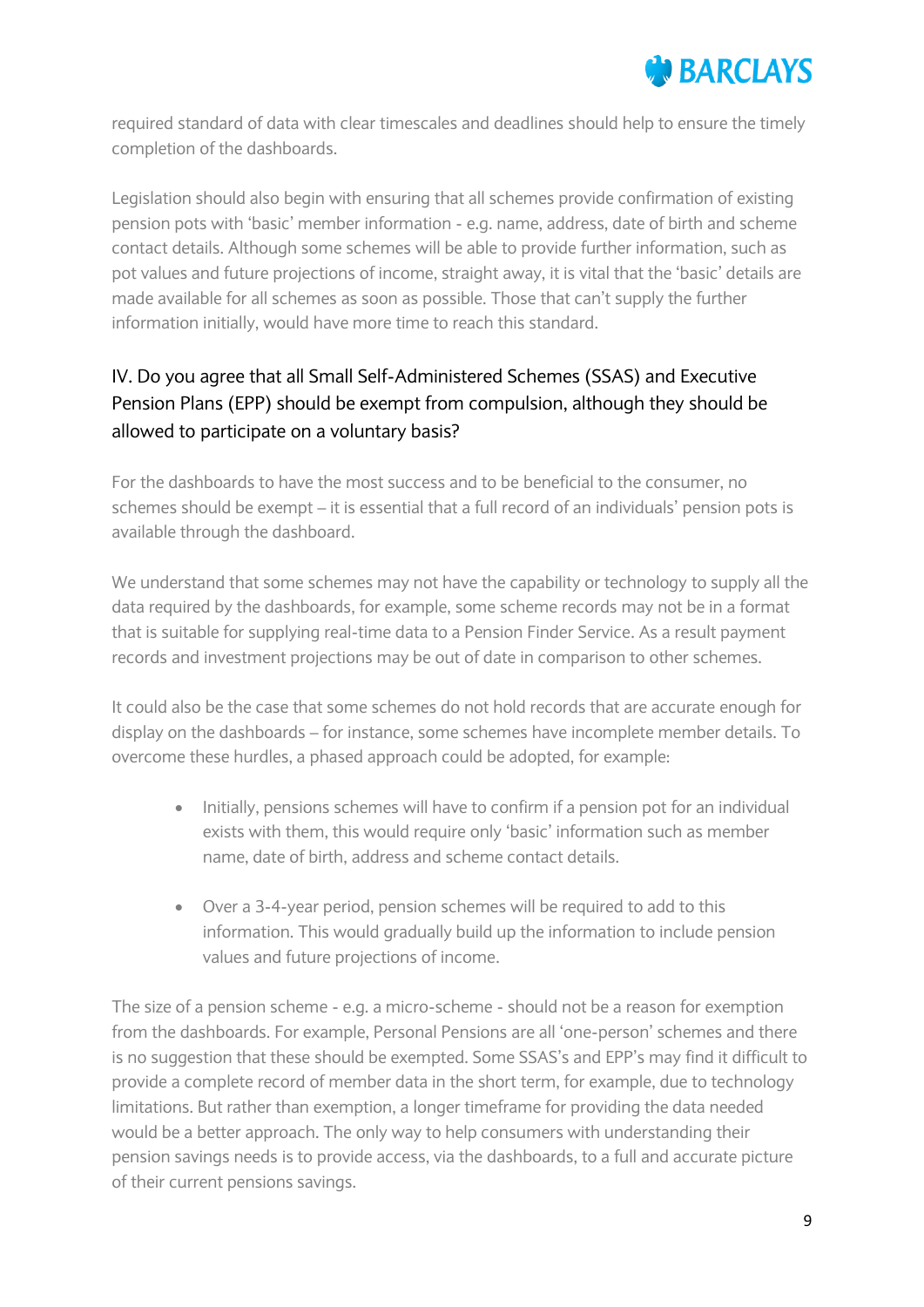required standard of data with clear timescales and deadlines should help to ensure the timely completion of the dashboards.

Legislation should also begin with ensuring that all schemes provide confirmation of existing pension pots with 'basic' member information - e.g. name, address, date of birth and scheme contact details. Although some schemes will be able to provide further information, such as pot values and future projections of income, straight away, it is vital that the 'basic' details are made available for all schemes as soon as possible. Those that can't supply the further information initially, would have more time to reach this standard.

## IV. Do you agree that all Small Self-Administered Schemes (SSAS) and Executive Pension Plans (EPP) should be exempt from compulsion, although they should be allowed to participate on a voluntary basis?

For the dashboards to have the most success and to be beneficial to the consumer, no schemes should be exempt – it is essential that a full record of an individuals' pension pots is available through the dashboard.

We understand that some schemes may not have the capability or technology to supply all the data required by the dashboards, for example, some scheme records may not be in a format that is suitable for supplying real-time data to a Pension Finder Service. As a result payment records and investment projections may be out of date in comparison to other schemes.

It could also be the case that some schemes do not hold records that are accurate enough for display on the dashboards – for instance, some schemes have incomplete member details. To overcome these hurdles, a phased approach could be adopted, for example:

- Initially, pensions schemes will have to confirm if a pension pot for an individual exists with them, this would require only 'basic' information such as member name, date of birth, address and scheme contact details.

- Over a 3-4-year period, pension schemes will be required to add to this information. This would gradually build up the information to include pension values and future projections of income.

The size of a pension scheme - e.g. a micro-scheme - should not be a reason for exemption from the dashboards. For example, Personal Pensions are all 'one-person' schemes and there is no suggestion that these should be exempted. Some SSAS's and EPP's may find it difficult to provide a complete record of member data in the short term, for example, due to technology limitations. But rather than exemption, a longer timeframe for providing the data needed would be a better approach. The only way to help consumers with understanding their pension savings needs is to provide access, via the dashboards, to a full and accurate picture of their current pensions savings.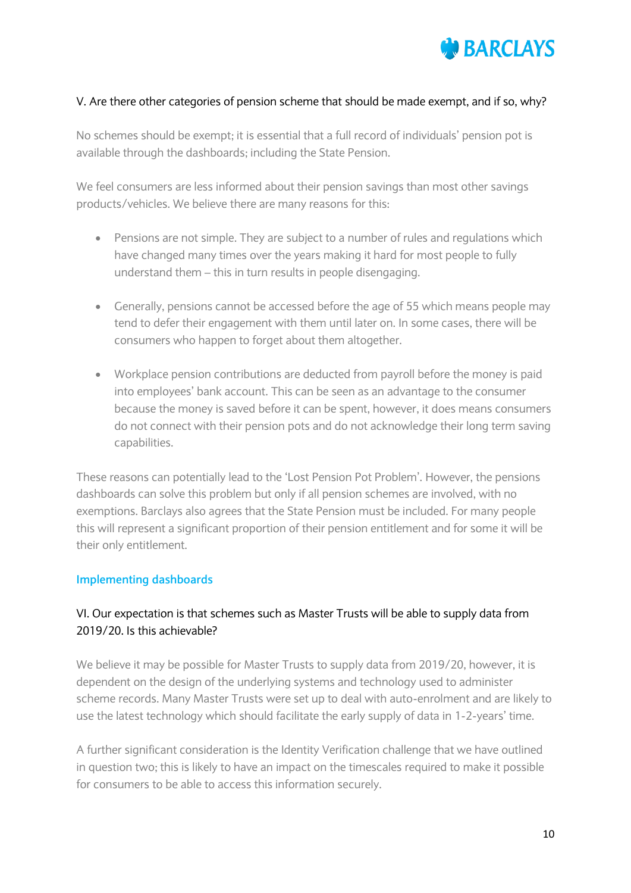V. Are there other categories of pension scheme that should be made exempt, and if so, why?

No schemes should be exempt; it is essential that a full record of individuals' pension pot is available through the dashboards; including the State Pension.

We feel consumers are less informed about their pension savings than most other savings products/vehicles. We believe there are many reasons for this:

- Pensions are not simple. They are subject to a number of rules and regulations which have changed many times over the years making it hard for most people to fully understand them – this in turn results in people disengaging.
- Generally, pensions cannot be accessed before the age of 55 which means people may tend to defer their engagement with them until later on. In some cases, there will be consumers who happen to forget about them altogether.
- Workplace pension contributions are deducted from payroll before the money is paid into employees' bank account. This can be seen as an advantage to the consumer because the money is saved before it can be spent, however, it does means consumers do not connect with their pension pots and do not acknowledge their long term saving capabilities.

These reasons can potentially lead to the 'Lost Pension Pot Problem'. However, the pensions dashboards can solve this problem but only if all pension schemes are involved, with no exemptions. Barclays also agrees that the State Pension must be included. For many people this will represent a significant proportion of their pension entitlement and for some it will be their only entitlement.

## Implementing dashboards

VI. Our expectation is that schemes such as Master Trusts will be able to supply data from 2019/20. Is this achievable?

We believe it may be possible for Master Trusts to supply data from 2019/20, however, it is dependent on the design of the underlying systems and technology used to administer scheme records. Many Master Trusts were set up to deal with auto-enrolment and are likely to use the latest technology which should facilitate the early supply of data in 1-2-years' time.

A further significant consideration is the Identity Verification challenge that we have outlined in question two; this is likely to have an impact on the timescales required to make it possible for consumers to be able to access this information securely.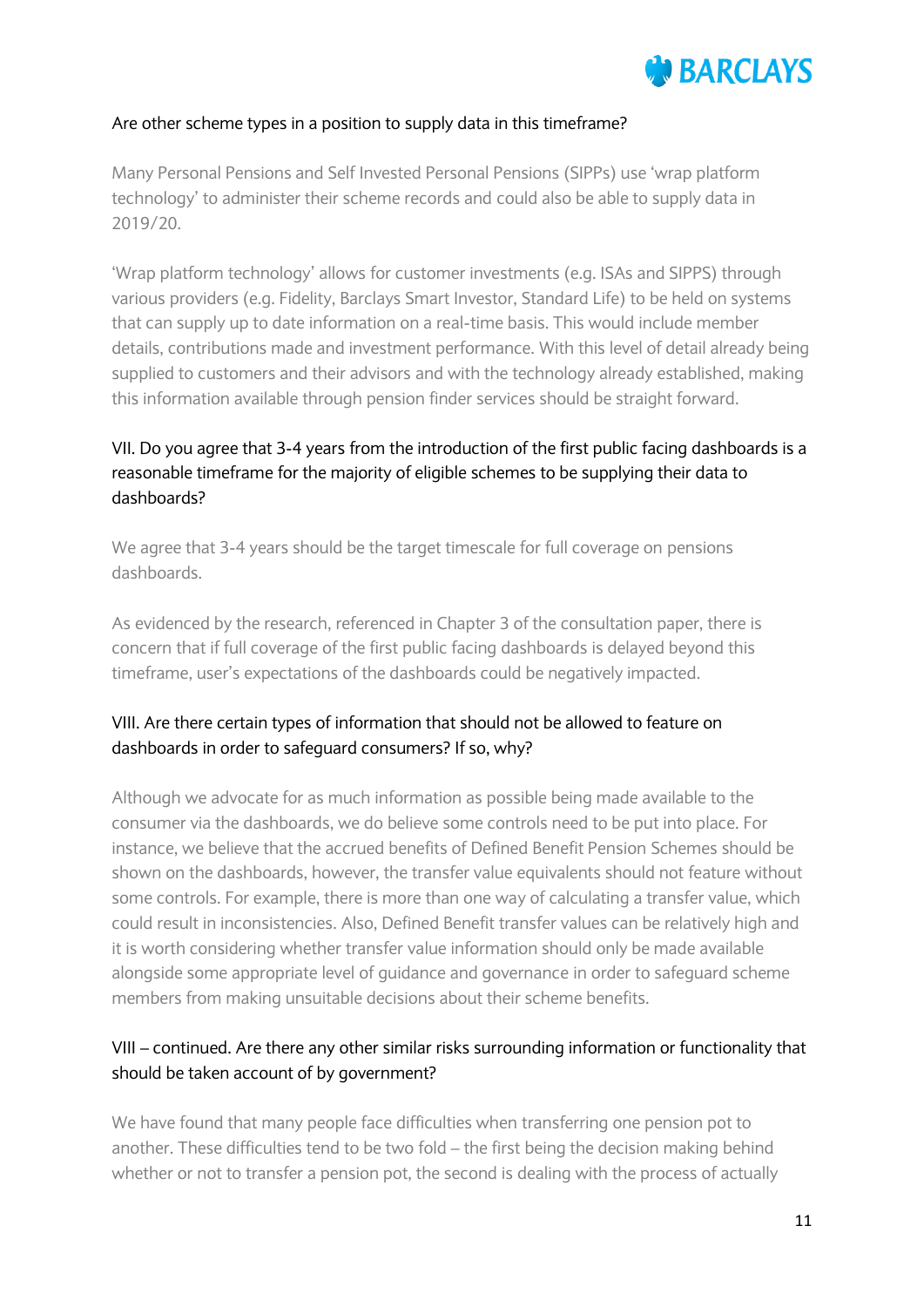Are other scheme types in a position to supply data in this timeframe?

Many Personal Pensions and Self Invested Personal Pensions (SIPPs) use 'wrap platform technology' to administer their scheme records and could also be able to supply data in 2019/20.

'Wrap platform technology' allows for customer investments (e.g. ISAs and SIPPS) through various providers (e.g. Fidelity, Barclays Smart Investor, Standard Life) to be held on systems that can supply up to date information on a real-time basis. This would include member details, contributions made and investment performance. With this level of detail already being supplied to customers and their advisors and with the technology already established, making this information available through pension finder services should be straight forward.

VII. Do you agree that 3-4 years from the introduction of the first public facing dashboards is a reasonable timeframe for the majority of eligible schemes to be supplying their data to dashboards?

We agree that 3-4 years should be the target timescale for full coverage on pensions dashboards.

As evidenced by the research, referenced in Chapter 3 of the consultation paper, there is concern that if full coverage of the first public facing dashboards is delayed beyond this timeframe, user's expectations of the dashboards could be negatively impacted.

VIII. Are there certain types of information that should not be allowed to feature on dashboards in order to safeguard consumers? If so, why?

Although we advocate for as much information as possible being made available to the consumer via the dashboards, we do believe some controls need to be put into place. For instance, we believe that the accrued benefits of Defined Benefit Pension Schemes should be shown on the dashboards, however, the transfer value equivalents should not feature without some controls. For example, there is more than one way of calculating a transfer value, which could result in inconsistencies. Also, Defined Benefit transfer values can be relatively high and it is worth considering whether transfer value information should only be made available alongside some appropriate level of guidance and governance in order to safeguard scheme members from making unsuitable decisions about their scheme benefits.

VIII – continued. Are there any other similar risks surrounding information or functionality that should be taken account of by government?

We have found that many people face difficulties when transferring one pension pot to another. These difficulties tend to be two fold – the first being the decision making behind whether or not to transfer a pension pot, the second is dealing with the process of actually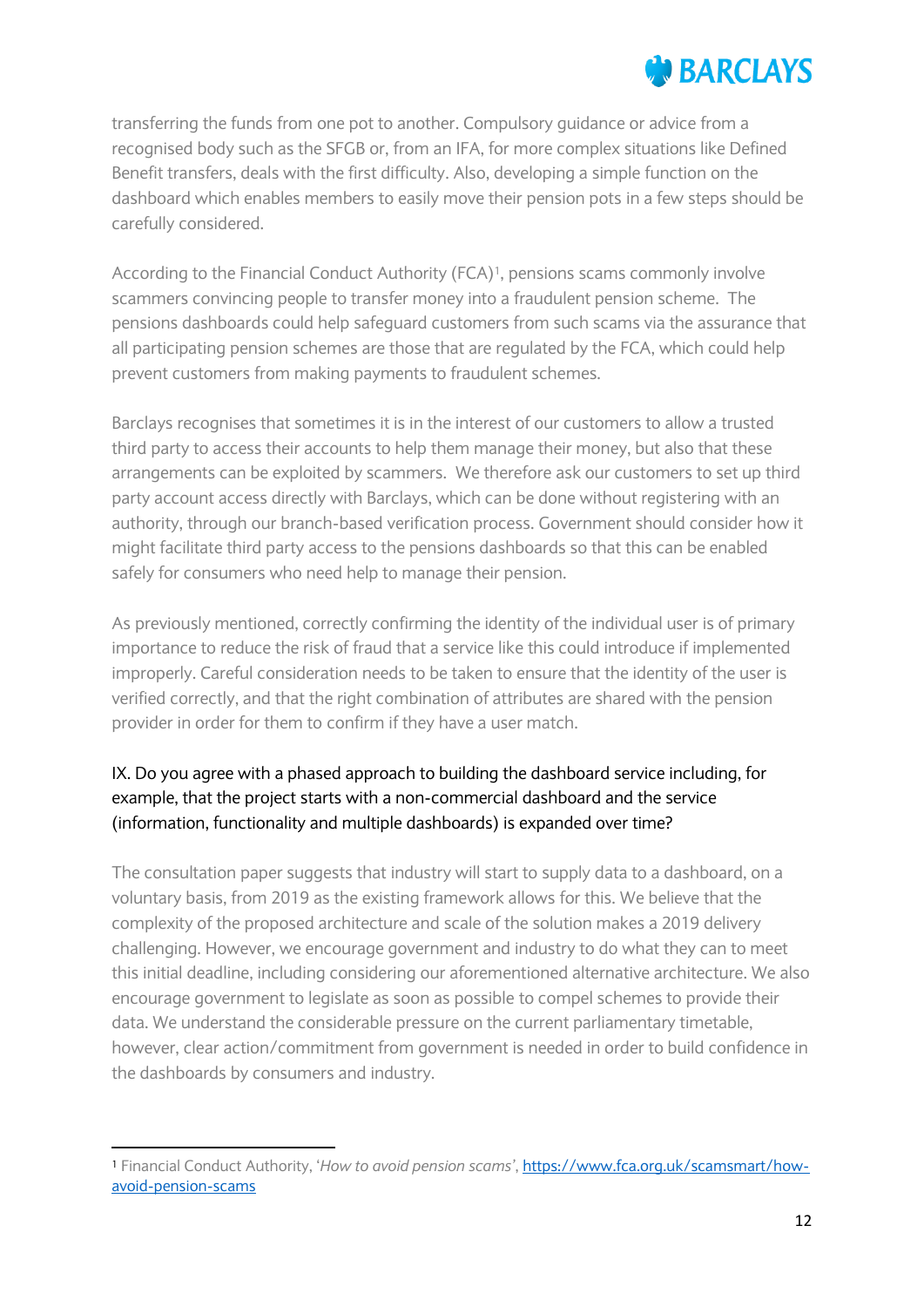transferring the funds from one pot to another. Compulsory guidance or advice from a recognised body such as the SFGB or, from an IFA, for more complex situations like Defined Benefit transfers, deals with the first difficulty. Also, developing a simple function on the dashboard which enables members to easily move their pension pots in a few steps should be carefully considered.

According to the Financial Conduct Authority (FCA)[1], pensions scams commonly involve scammers convincing people to transfer money into a fraudulent pension scheme. The pensions dashboards could help safeguard customers from such scams via the assurance that all participating pension schemes are those that are regulated by the FCA, which could help prevent customers from making payments to fraudulent schemes.

Barclays recognises that sometimes it is in the interest of our customers to allow a trusted third party to access their accounts to help them manage their money, but also that these arrangements can be exploited by scammers. We therefore ask our customers to set up third party account access directly with Barclays, which can be done without registering with an authority, through our branch-based verification process. Government should consider how it might facilitate third party access to the pensions dashboards so that this can be enabled safely for consumers who need help to manage their pension.

As previously mentioned, correctly confirming the identity of the individual user is of primary importance to reduce the risk of fraud that a service like this could introduce if implemented improperly. Careful consideration needs to be taken to ensure that the identity of the user is verified correctly, and that the right combination of attributes are shared with the pension provider in order for them to confirm if they have a user match.

IX. Do you agree with a phased approach to building the dashboard service including, for example, that the project starts with a non-commercial dashboard and the service (information, functionality and multiple dashboards) is expanded over time?

The consultation paper suggests that industry will start to supply data to a dashboard, on a voluntary basis, from 2019 as the existing framework allows for this. We believe that the complexity of the proposed architecture and scale of the solution makes a 2019 delivery challenging. However, we encourage government and industry to do what they can to meet this initial deadline, including considering our aforementioned alternative architecture. We also encourage government to legislate as soon as possible to compel schemes to provide their data. We understand the considerable pressure on the current parliamentary timetable, however, clear action/commitment from government is needed in order to build confidence in the dashboards by consumers and industry.

---

[1] Financial Conduct Authority, '*How to avoid pension scams*', https://www.fca.org.uk/scamsmart/how-avoid-pension-scams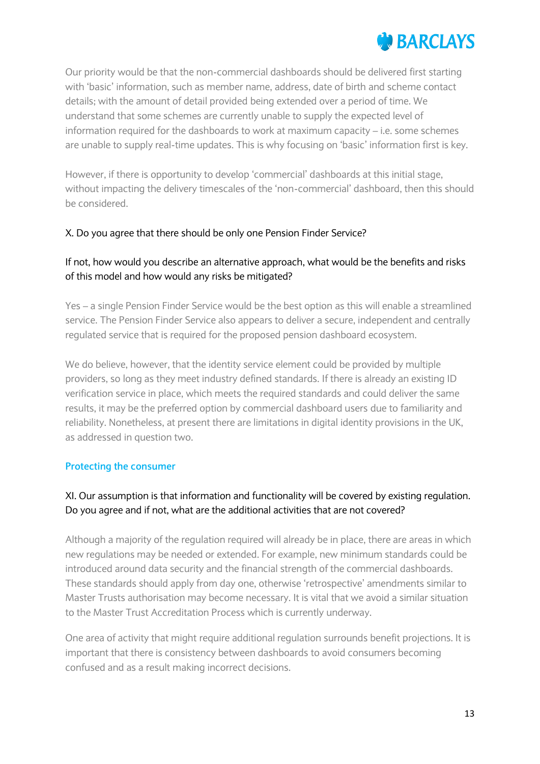Our priority would be that the non-commercial dashboards should be delivered first starting with 'basic' information, such as member name, address, date of birth and scheme contact details; with the amount of detail provided being extended over a period of time. We understand that some schemes are currently unable to supply the expected level of information required for the dashboards to work at maximum capacity – i.e. some schemes are unable to supply real-time updates. This is why focusing on 'basic' information first is key.

However, if there is opportunity to develop 'commercial' dashboards at this initial stage, without impacting the delivery timescales of the 'non-commercial' dashboard, then this should be considered.

X. Do you agree that there should be only one Pension Finder Service?

If not, how would you describe an alternative approach, what would be the benefits and risks of this model and how would any risks be mitigated?

Yes – a single Pension Finder Service would be the best option as this will enable a streamlined service. The Pension Finder Service also appears to deliver a secure, independent and centrally regulated service that is required for the proposed pension dashboard ecosystem.

We do believe, however, that the identity service element could be provided by multiple providers, so long as they meet industry defined standards. If there is already an existing ID verification service in place, which meets the required standards and could deliver the same results, it may be the preferred option by commercial dashboard users due to familiarity and reliability. Nonetheless, at present there are limitations in digital identity provisions in the UK, as addressed in question two.

## Protecting the consumer

XI. Our assumption is that information and functionality will be covered by existing regulation. Do you agree and if not, what are the additional activities that are not covered?

Although a majority of the regulation required will already be in place, there are areas in which new regulations may be needed or extended. For example, new minimum standards could be introduced around data security and the financial strength of the commercial dashboards. These standards should apply from day one, otherwise 'retrospective' amendments similar to Master Trusts authorisation may become necessary. It is vital that we avoid a similar situation to the Master Trust Accreditation Process which is currently underway.

One area of activity that might require additional regulation surrounds benefit projections. It is important that there is consistency between dashboards to avoid consumers becoming confused and as a result making incorrect decisions.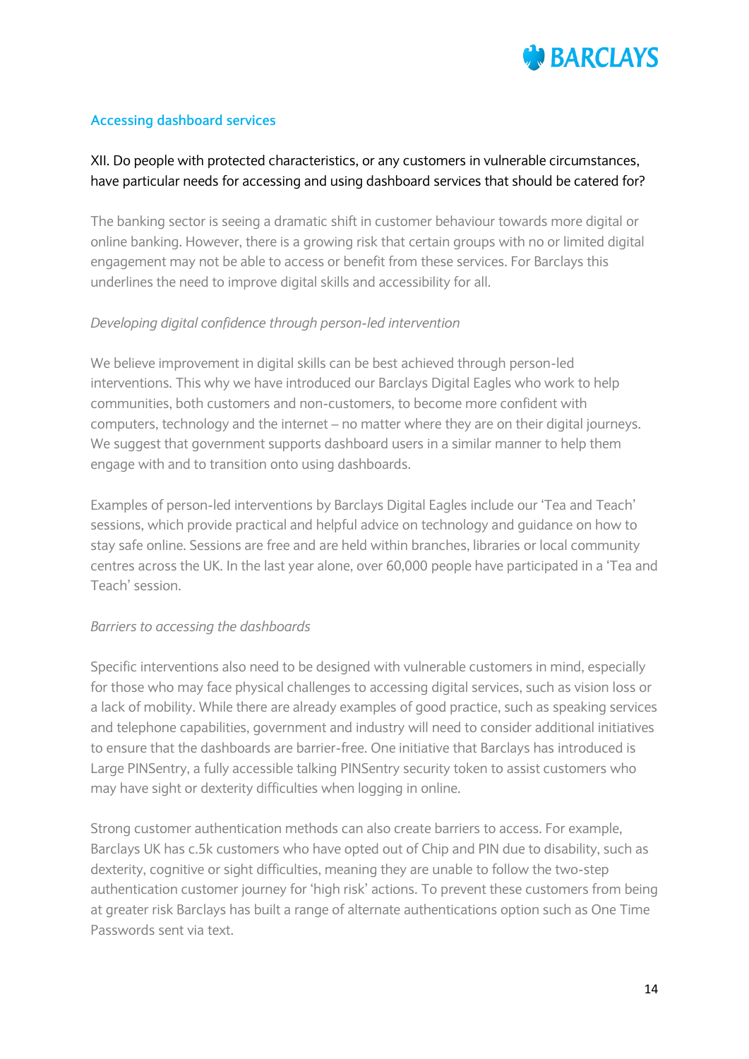## Accessing dashboard services

XII. Do people with protected characteristics, or any customers in vulnerable circumstances, have particular needs for accessing and using dashboard services that should be catered for?

The banking sector is seeing a dramatic shift in customer behaviour towards more digital or online banking. However, there is a growing risk that certain groups with no or limited digital engagement may not be able to access or benefit from these services. For Barclays this underlines the need to improve digital skills and accessibility for all.

*Developing digital confidence through person-led intervention*

We believe improvement in digital skills can be best achieved through person-led interventions. This why we have introduced our Barclays Digital Eagles who work to help communities, both customers and non-customers, to become more confident with computers, technology and the internet – no matter where they are on their digital journeys. We suggest that government supports dashboard users in a similar manner to help them engage with and to transition onto using dashboards.

Examples of person-led interventions by Barclays Digital Eagles include our 'Tea and Teach' sessions, which provide practical and helpful advice on technology and guidance on how to stay safe online. Sessions are free and are held within branches, libraries or local community centres across the UK. In the last year alone, over 60,000 people have participated in a 'Tea and Teach' session.

*Barriers to accessing the dashboards*

Specific interventions also need to be designed with vulnerable customers in mind, especially for those who may face physical challenges to accessing digital services, such as vision loss or a lack of mobility. While there are already examples of good practice, such as speaking services and telephone capabilities, government and industry will need to consider additional initiatives to ensure that the dashboards are barrier-free. One initiative that Barclays has introduced is Large PINSentry, a fully accessible talking PINSentry security token to assist customers who may have sight or dexterity difficulties when logging in online.

Strong customer authentication methods can also create barriers to access. For example, Barclays UK has c.5k customers who have opted out of Chip and PIN due to disability, such as dexterity, cognitive or sight difficulties, meaning they are unable to follow the two-step authentication customer journey for 'high risk' actions. To prevent these customers from being at greater risk Barclays has built a range of alternate authentications option such as One Time Passwords sent via text.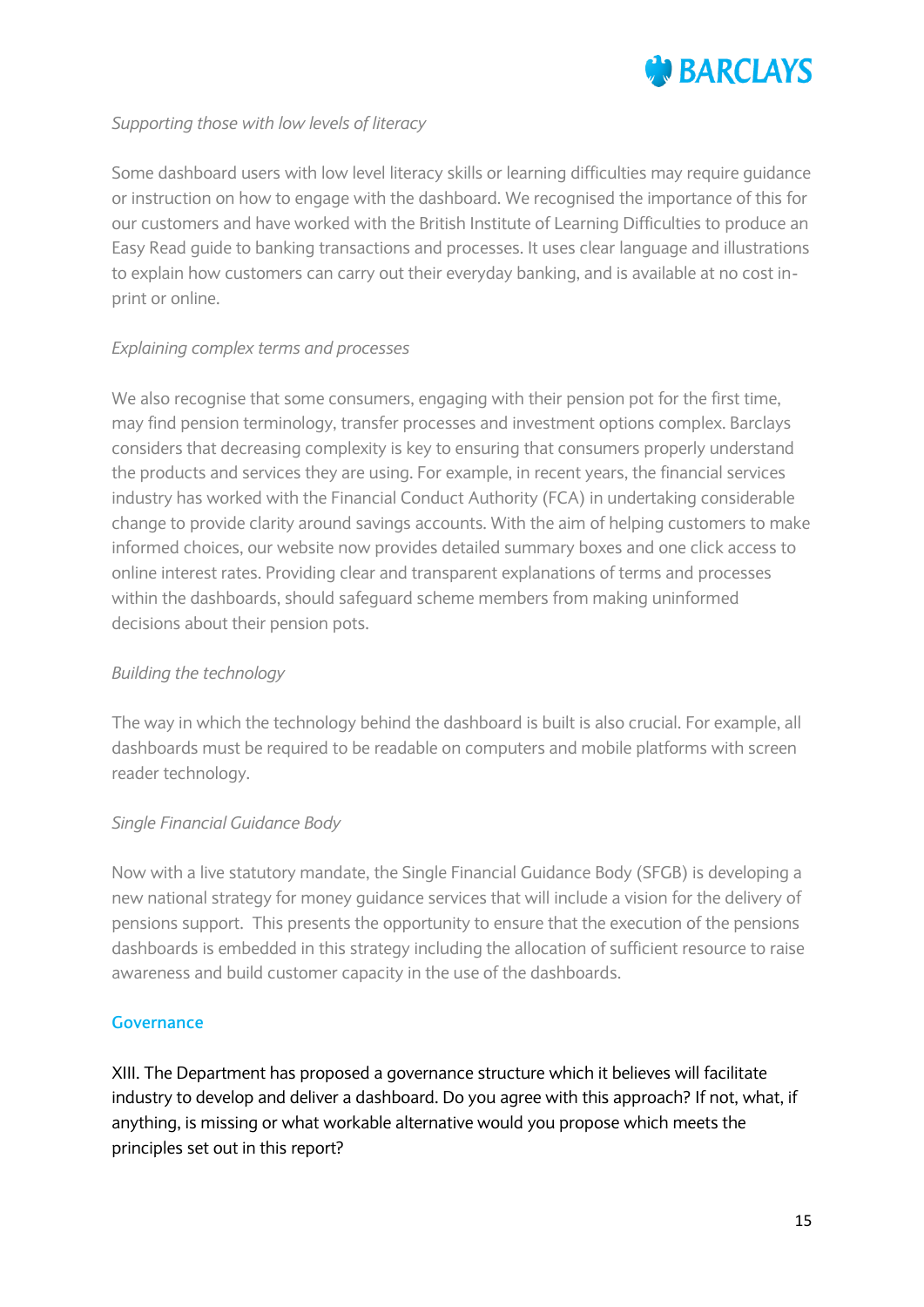*Supporting those with low levels of literacy*

Some dashboard users with low level literacy skills or learning difficulties may require guidance or instruction on how to engage with the dashboard. We recognised the importance of this for our customers and have worked with the British Institute of Learning Difficulties to produce an Easy Read guide to banking transactions and processes. It uses clear language and illustrations to explain how customers can carry out their everyday banking, and is available at no cost in-print or online.

*Explaining complex terms and processes*

We also recognise that some consumers, engaging with their pension pot for the first time, may find pension terminology, transfer processes and investment options complex. Barclays considers that decreasing complexity is key to ensuring that consumers properly understand the products and services they are using. For example, in recent years, the financial services industry has worked with the Financial Conduct Authority (FCA) in undertaking considerable change to provide clarity around savings accounts. With the aim of helping customers to make informed choices, our website now provides detailed summary boxes and one click access to online interest rates. Providing clear and transparent explanations of terms and processes within the dashboards, should safeguard scheme members from making uninformed decisions about their pension pots.

*Building the technology*

The way in which the technology behind the dashboard is built is also crucial. For example, all dashboards must be required to be readable on computers and mobile platforms with screen reader technology.

*Single Financial Guidance Body*

Now with a live statutory mandate, the Single Financial Guidance Body (SFGB) is developing a new national strategy for money guidance services that will include a vision for the delivery of pensions support. This presents the opportunity to ensure that the execution of the pensions dashboards is embedded in this strategy including the allocation of sufficient resource to raise awareness and build customer capacity in the use of the dashboards.

## Governance

XIII. The Department has proposed a governance structure which it believes will facilitate industry to develop and deliver a dashboard. Do you agree with this approach? If not, what, if anything, is missing or what workable alternative would you propose which meets the principles set out in this report?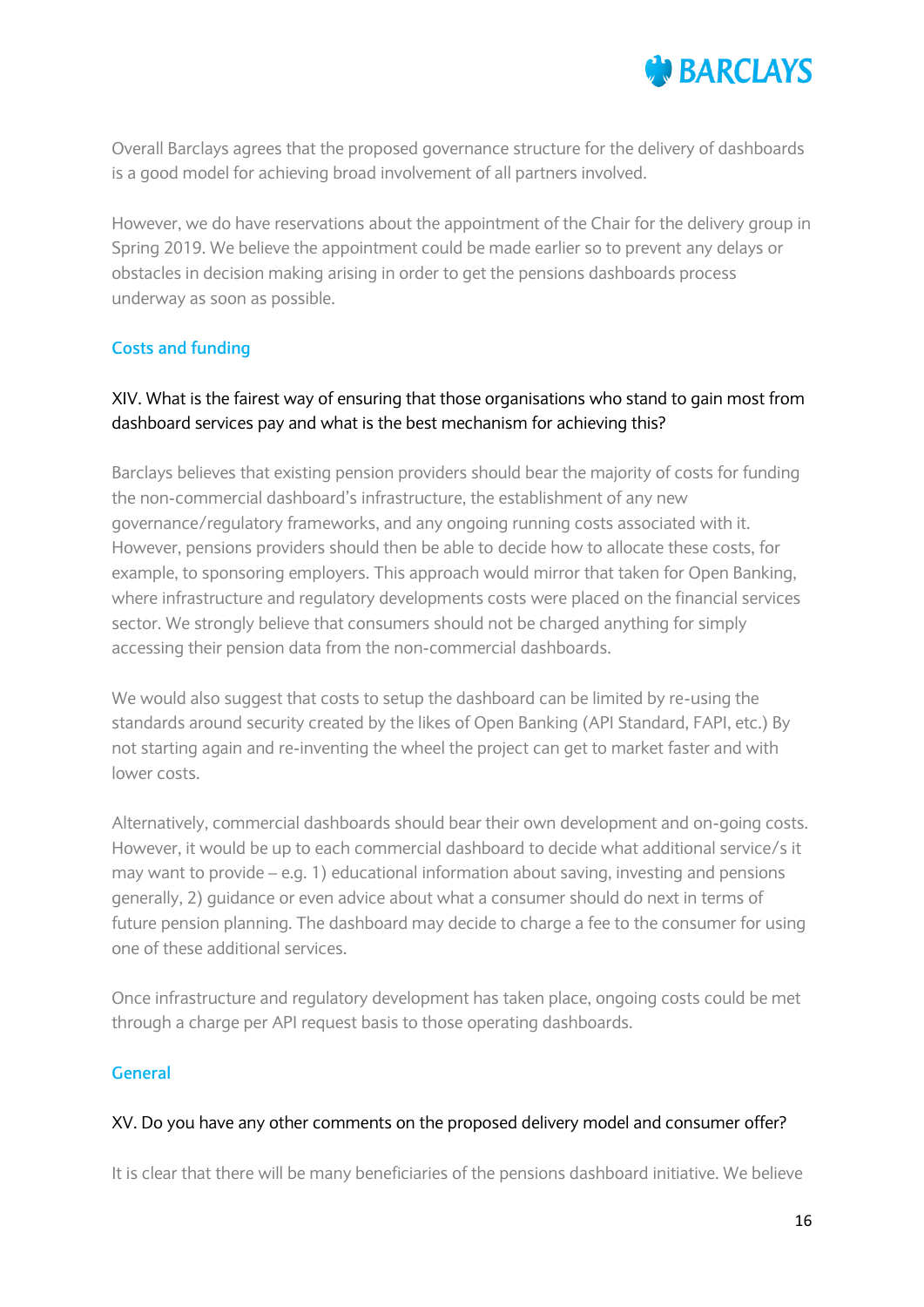Overall Barclays agrees that the proposed governance structure for the delivery of dashboards is a good model for achieving broad involvement of all partners involved.

However, we do have reservations about the appointment of the Chair for the delivery group in Spring 2019. We believe the appointment could be made earlier so to prevent any delays or obstacles in decision making arising in order to get the pensions dashboards process underway as soon as possible.

## Costs and funding

### XIV. What is the fairest way of ensuring that those organisations who stand to gain most from dashboard services pay and what is the best mechanism for achieving this?

Barclays believes that existing pension providers should bear the majority of costs for funding the non-commercial dashboard's infrastructure, the establishment of any new governance/regulatory frameworks, and any ongoing running costs associated with it. However, pensions providers should then be able to decide how to allocate these costs, for example, to sponsoring employers. This approach would mirror that taken for Open Banking, where infrastructure and regulatory developments costs were placed on the financial services sector. We strongly believe that consumers should not be charged anything for simply accessing their pension data from the non-commercial dashboards.

We would also suggest that costs to setup the dashboard can be limited by re-using the standards around security created by the likes of Open Banking (API Standard, FAPI, etc.) By not starting again and re-inventing the wheel the project can get to market faster and with lower costs.

Alternatively, commercial dashboards should bear their own development and on-going costs. However, it would be up to each commercial dashboard to decide what additional service/s it may want to provide – e.g. 1) educational information about saving, investing and pensions generally, 2) guidance or even advice about what a consumer should do next in terms of future pension planning. The dashboard may decide to charge a fee to the consumer for using one of these additional services.

Once infrastructure and regulatory development has taken place, ongoing costs could be met through a charge per API request basis to those operating dashboards.

## General

### XV. Do you have any other comments on the proposed delivery model and consumer offer?

It is clear that there will be many beneficiaries of the pensions dashboard initiative. We believe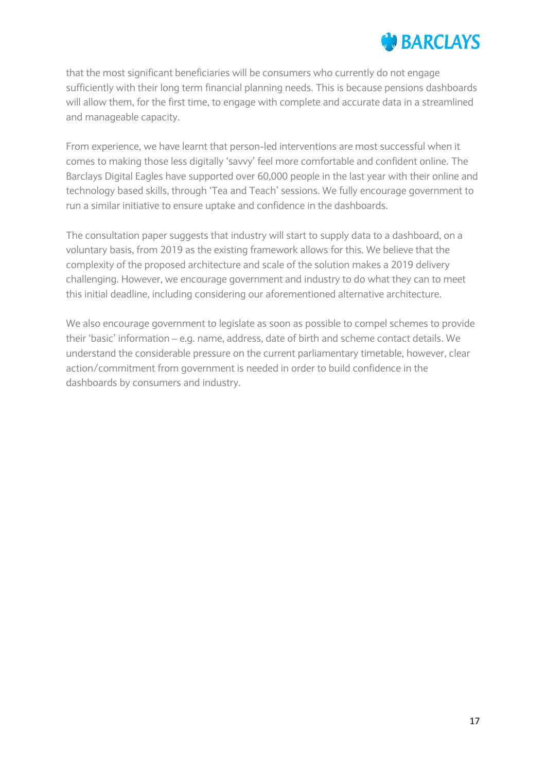that the most significant beneficiaries will be consumers who currently do not engage sufficiently with their long term financial planning needs. This is because pensions dashboards will allow them, for the first time, to engage with complete and accurate data in a streamlined and manageable capacity.

From experience, we have learnt that person-led interventions are most successful when it comes to making those less digitally 'savvy' feel more comfortable and confident online. The Barclays Digital Eagles have supported over 60,000 people in the last year with their online and technology based skills, through 'Tea and Teach' sessions. We fully encourage government to run a similar initiative to ensure uptake and confidence in the dashboards.

The consultation paper suggests that industry will start to supply data to a dashboard, on a voluntary basis, from 2019 as the existing framework allows for this. We believe that the complexity of the proposed architecture and scale of the solution makes a 2019 delivery challenging. However, we encourage government and industry to do what they can to meet this initial deadline, including considering our aforementioned alternative architecture.

We also encourage government to legislate as soon as possible to compel schemes to provide their 'basic' information – e.g. name, address, date of birth and scheme contact details. We understand the considerable pressure on the current parliamentary timetable, however, clear action/commitment from government is needed in order to build confidence in the dashboards by consumers and industry.